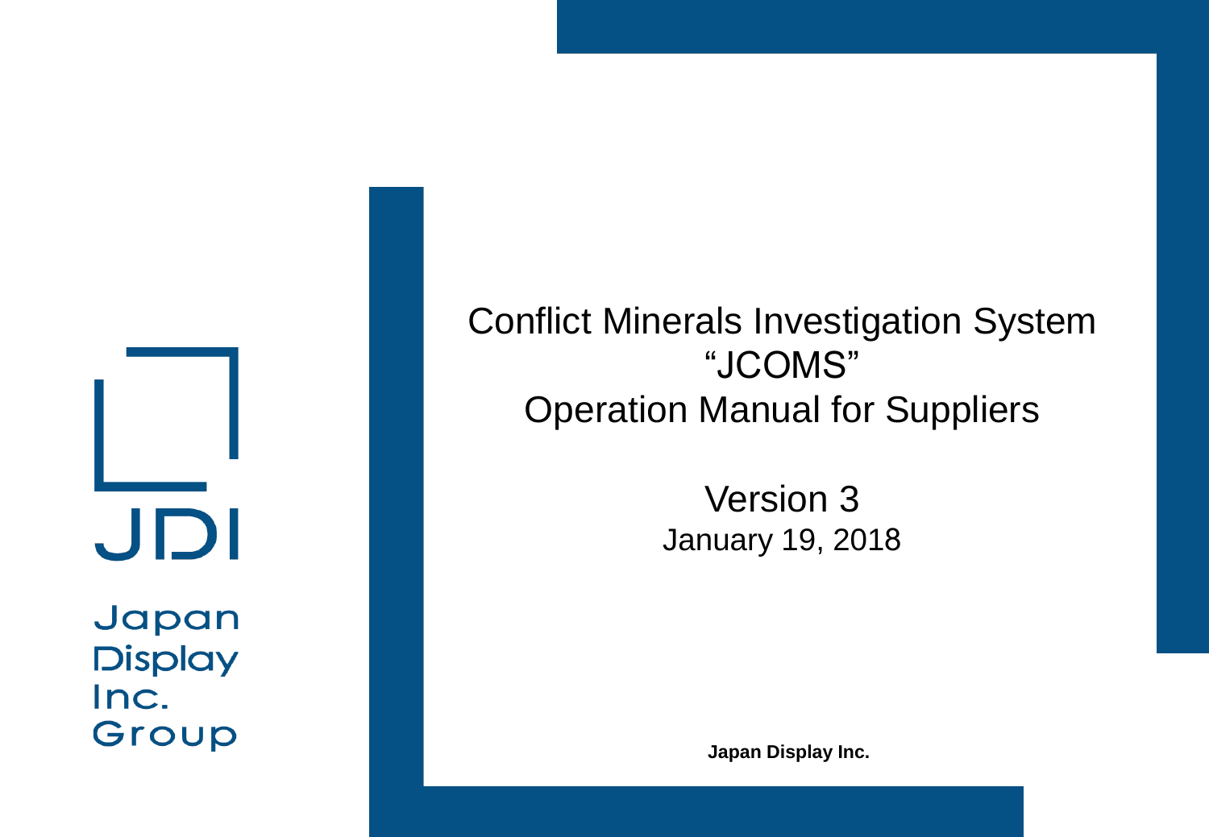JDI

Japan Display Inc. Group

# Conflict Minerals Investigation System "JCOMS" Operation Manual for Suppliers

Version 3

January 19, 2018

**Japan Display Inc.**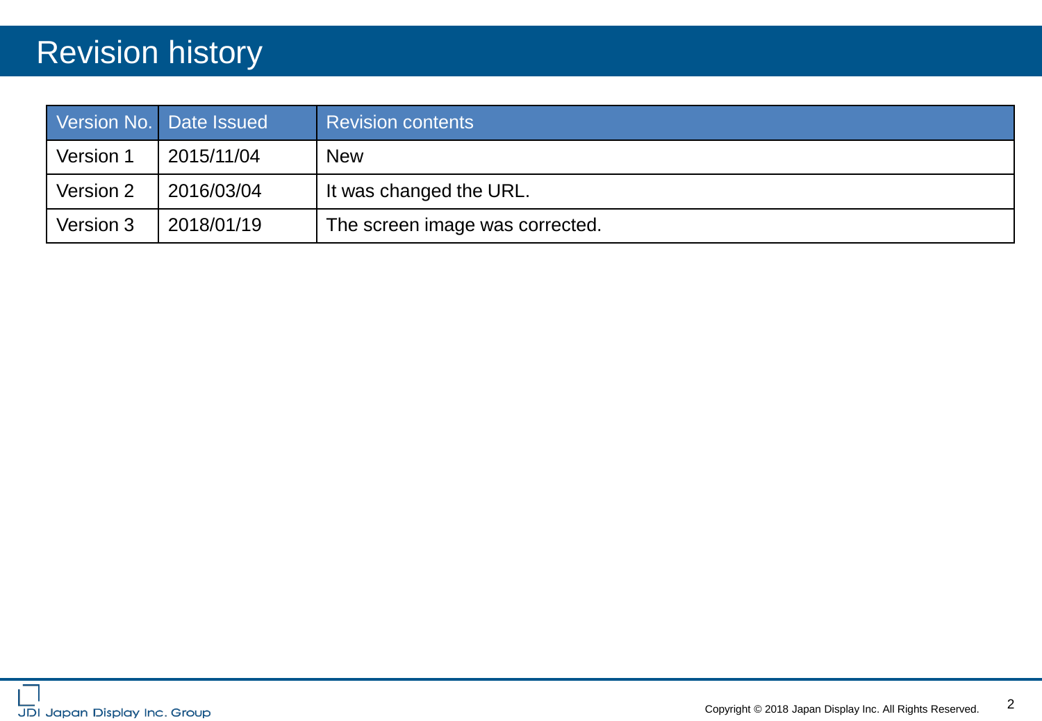# Revision history

| Version No. | Date Issued | Revision contents |
| --- | --- | --- |
| Version 1 | 2015/11/04 | New |
| Version 2 | 2016/03/04 | It was changed the URL. |
| Version 3 | 2018/01/19 | The screen image was corrected. |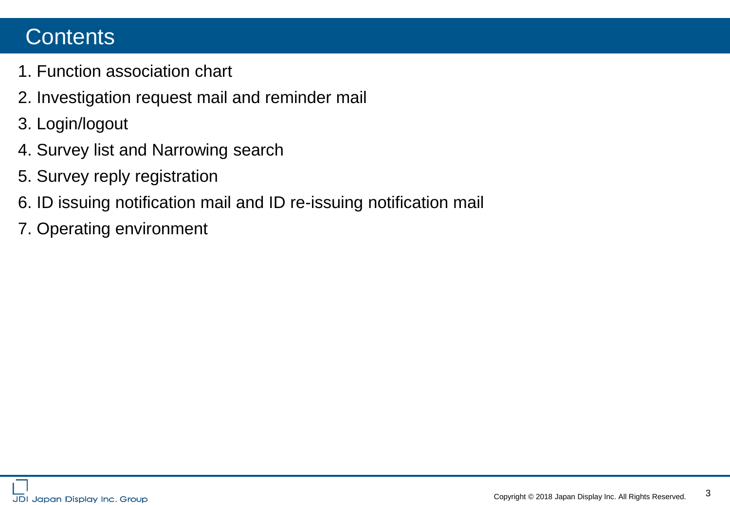# Contents

1. Function association chart
2. Investigation request mail and reminder mail
3. Login/logout
4. Survey list and Narrowing search
5. Survey reply registration
6. ID issuing notification mail and ID re-issuing notification mail
7. Operating environment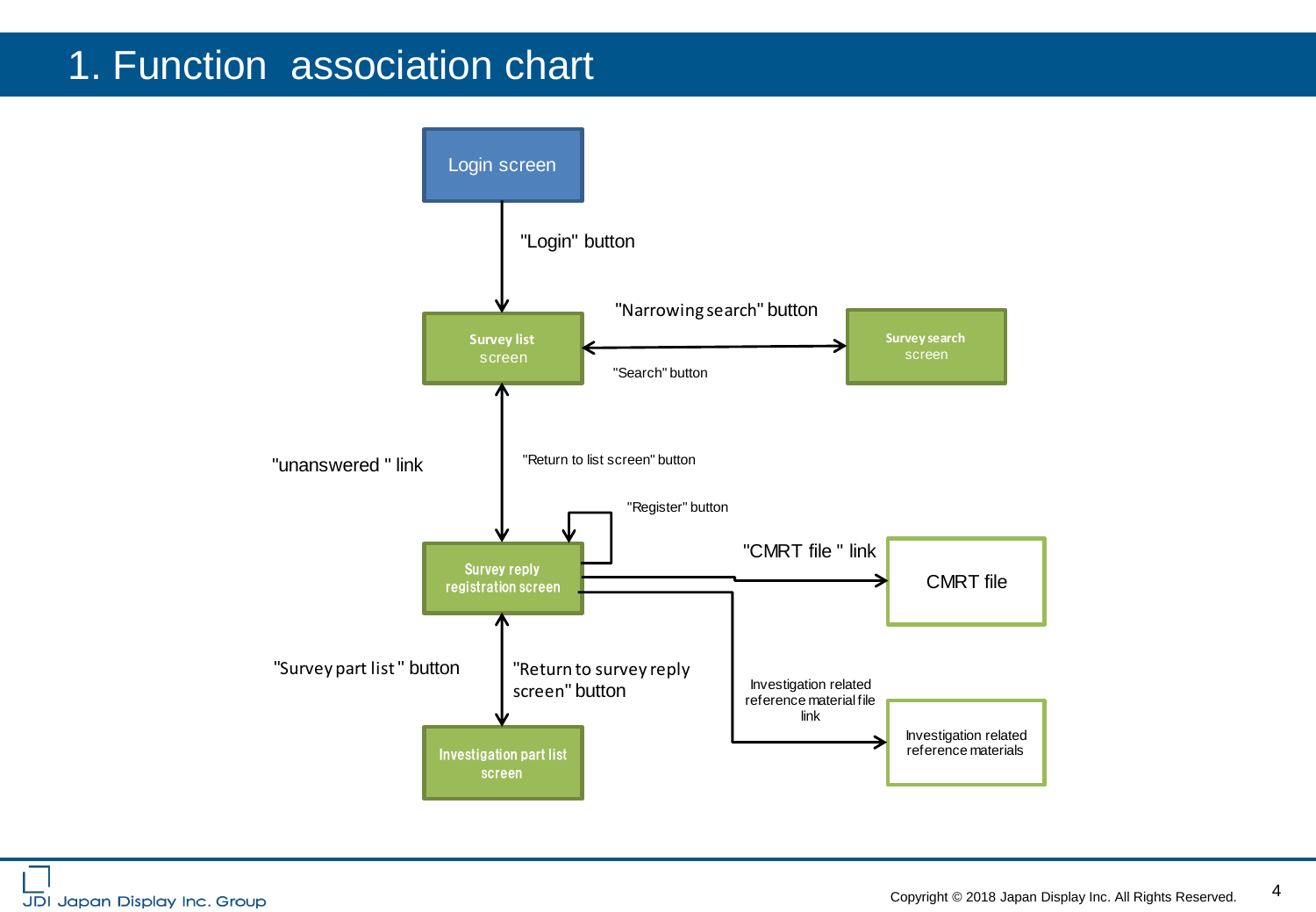# 1. Function association chart

Login screen

"Login" button

Survey list screen

"Narrowing search" button

"Search" button

Survey search screen

"unanswered " link

"Return to list screen" button

"Register" button

Survey reply registration screen

"CMRT file " link

CMRT file

"Survey part list " button

"Return to survey reply screen" button

Investigation related reference material file link

Investigation related reference materials

Investigation part list screen

Copyright © 2018 Japan Display Inc. All Rights Reserved.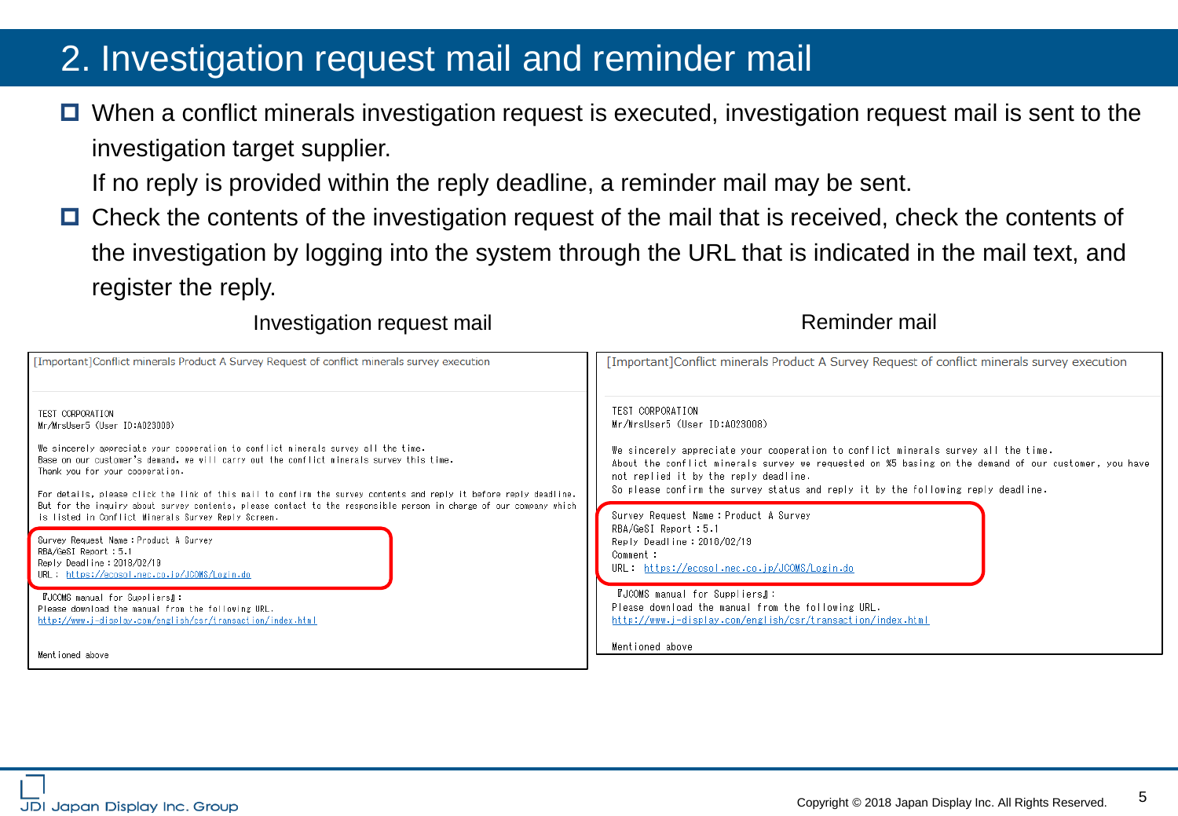# 2. Investigation request mail and reminder mail

- When a conflict minerals investigation request is executed, investigation request mail is sent to the investigation target supplier.
  If no reply is provided within the reply deadline, a reminder mail may be sent.
- Check the contents of the investigation request of the mail that is received, check the contents of the investigation by logging into the system through the URL that is indicated in the mail text, and register the reply.

**Investigation request mail**

[Important]Conflict minerals Product A Survey Request of conflict minerals survey execution

TEST CORPORATION
Mr/MrsUser5 (User ID:A023008)

We sincerely appreciate your cooperation to conflict minerals survey all the time.
Base on our customer's demand, we will carry out the conflict minerals survey this time.
Thank you for your cooperation.

For details, please click the link of this mail to confirm the survey contents and reply it before reply deadline.
But for the inquiry about survey contents, please contact to the responsible person in charge of our company which is listed in Conflict Minerals Survey Reply Screen.

Survey Request Name：Product A Survey
RBA/GeSI Report：5.1
Reply Deadline：2018/02/19
URL： https://ecosol.nec.co.jp/JCOMS/Login.do

『JCOMS manual for Suppliers』：
Please download the manual from the following URL.
http://www.j-display.com/english/csr/transaction/index.html

Mentioned above

**Reminder mail**

[Important]Conflict minerals Product A Survey Request of conflict minerals survey execution

TEST CORPORATION
Mr/MrsUser5 (User ID:A023008)

We sincerely appreciate your cooperation to conflict minerals survey all the time.
About the conflict minerals survey we requested on %5 basing on the demand of our customer, you have not replied it by the reply deadline.
So please confirm the survey status and reply it by the following reply deadline.

Survey Request Name：Product A Survey
RBA/GeSI Report：5.1
Reply Deadline：2018/02/19
Comment：
URL： https://ecosol.nec.co.jp/JCOMS/Login.do

『JCOMS manual for Suppliers』：
Please download the manual from the following URL.
http://www.j-display.com/english/csr/transaction/index.html

Mentioned above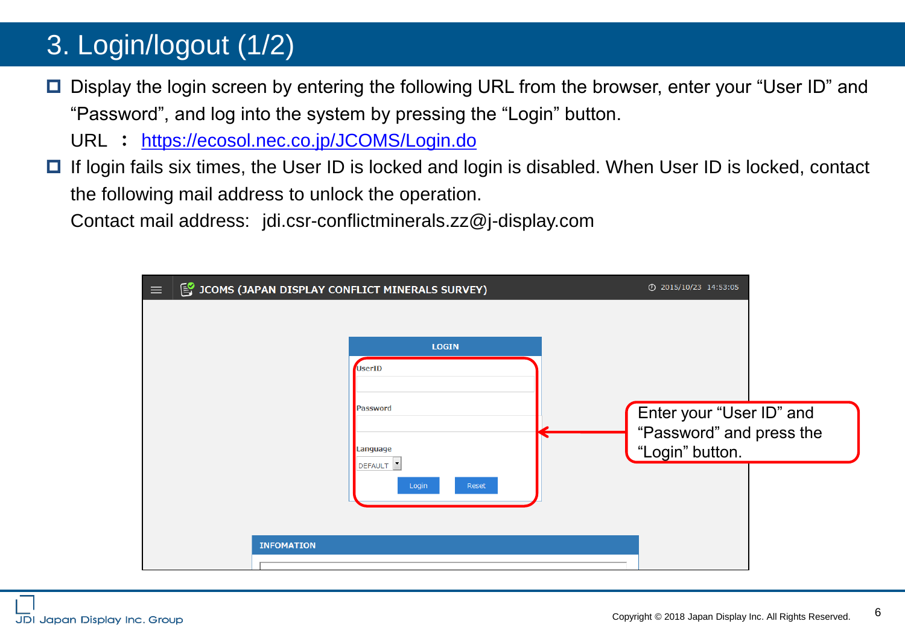# 3. Login/logout (1/2)

- Display the login screen by entering the following URL from the browser, enter your "User ID" and "Password", and log into the system by pressing the "Login" button.
  URL ： https://ecosol.nec.co.jp/JCOMS/Login.do
- If login fails six times, the User ID is locked and login is disabled. When User ID is locked, contact the following mail address to unlock the operation.
  Contact mail address: jdi.csr-conflictminerals.zz@j-display.com

JCOMS (JAPAN DISPLAY CONFLICT MINERALS SURVEY) 2015/10/23 14:53:05

LOGIN

UserID

Password

Language

DEFAULT

Login Reset

INFOMATION

Enter your "User ID" and "Password" and press the "Login" button.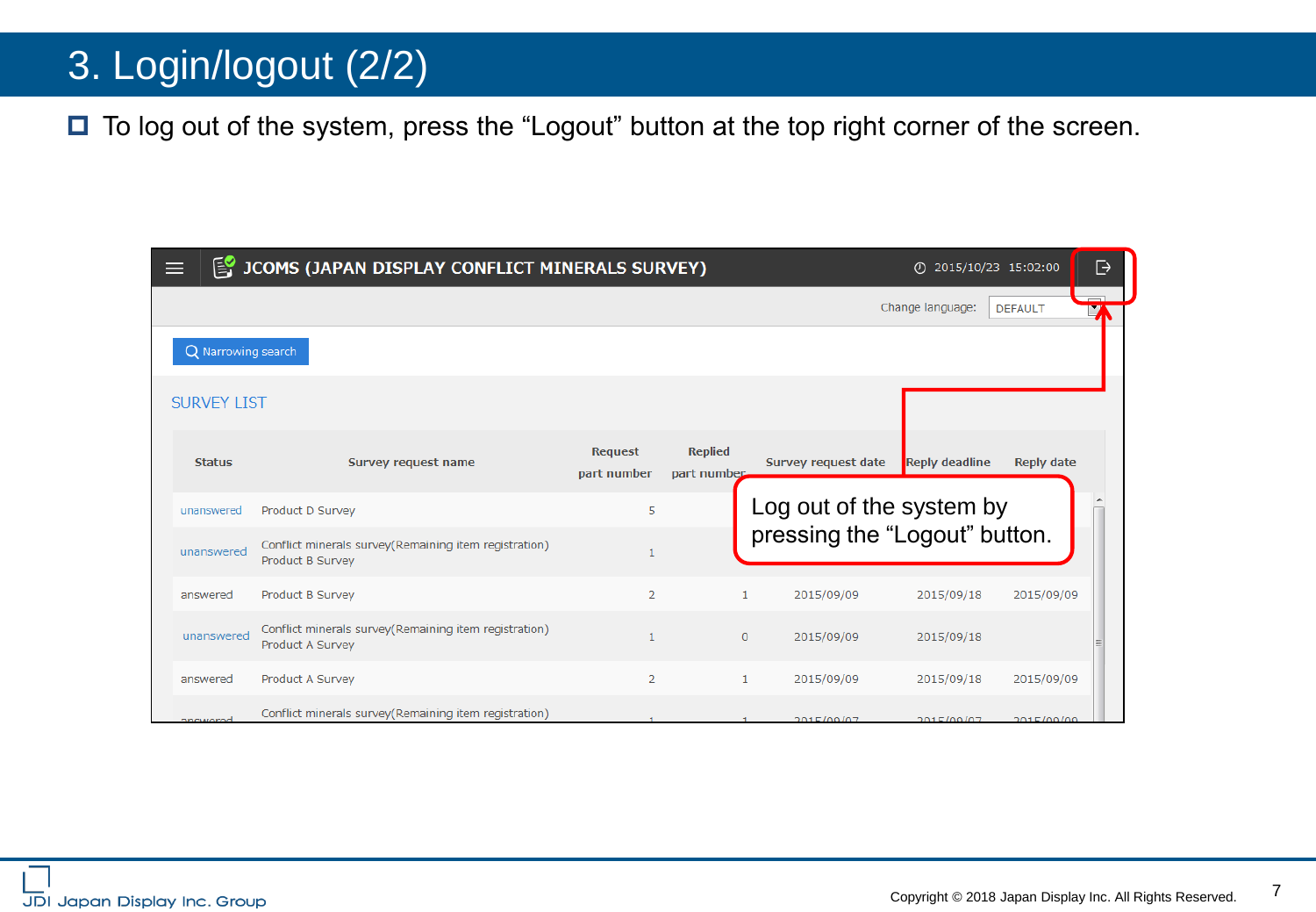# 3. Login/logout (2/2)

- To log out of the system, press the “Logout” button at the top right corner of the screen.

JCOMS (JAPAN DISPLAY CONFLICT MINERALS SURVEY)   2015/10/23 15:02:00

Change language: DEFAULT

Narrowing search

SURVEY LIST

| Status | Survey request name | Request part number | Replied part number | Survey request date | Reply deadline | Reply date |
|---|---|---|---|---|---|---|
| unanswered | Product D Survey | 5 | | | | |
| unanswered | Conflict minerals survey(Remaining item registration) Product B Survey | 1 | | | | |
| answered | Product B Survey | 2 | 1 | 2015/09/09 | 2015/09/18 | 2015/09/09 |
| unanswered | Conflict minerals survey(Remaining item registration) Product A Survey | 1 | 0 | 2015/09/09 | 2015/09/18 | |
| answered | Product A Survey | 2 | 1 | 2015/09/09 | 2015/09/18 | 2015/09/09 |
| answered | Conflict minerals survey(Remaining item registration) | 1 | 1 | 2015/09/07 | 2015/09/07 | 2015/09/09 |

Log out of the system by pressing the “Logout” button.

JDI Japan Display Inc. Group

Copyright © 2018 Japan Display Inc. All Rights Reserved.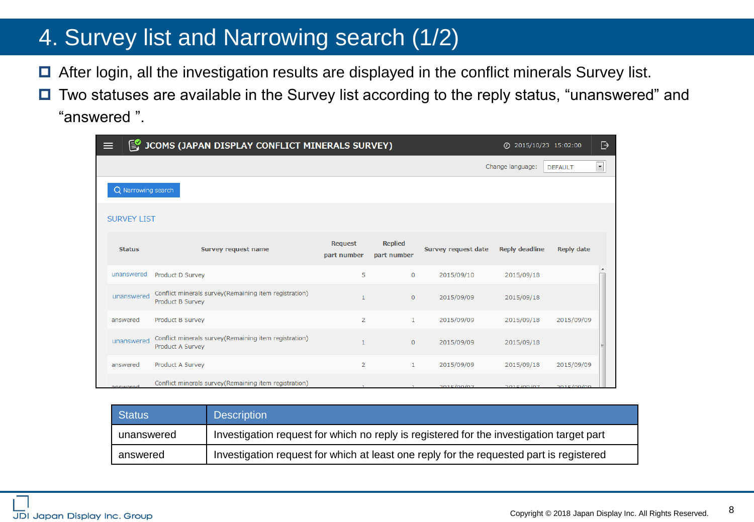# 4. Survey list and Narrowing search (1/2)

- After login, all the investigation results are displayed in the conflict minerals Survey list.
- Two statuses are available in the Survey list according to the reply status, “unanswered” and “answered ”.

JCOMS (JAPAN DISPLAY CONFLICT MINERALS SURVEY) 2015/10/23 15:02:00

Change language: DEFAULT

Narrowing search

SURVEY LIST

| Status | Survey request name | Request part number | Replied part number | Survey request date | Reply deadline | Reply date |
|---|---|---|---|---|---|---|
| unanswered | Product D Survey | 5 | 0 | 2015/09/10 | 2015/09/18 | |
| unanswered | Conflict minerals survey(Remaining item registration) Product B Survey | 1 | 0 | 2015/09/09 | 2015/09/18 | |
| answered | Product B Survey | 2 | 1 | 2015/09/09 | 2015/09/18 | 2015/09/09 |
| unanswered | Conflict minerals survey(Remaining item registration) Product A Survey | 1 | 0 | 2015/09/09 | 2015/09/18 | |
| answered | Product A Survey | 2 | 1 | 2015/09/09 | 2015/09/18 | 2015/09/09 |
| answered | Conflict minerals survey(Remaining item registration) | 1 | 1 | 2015/09/07 | 2015/09/07 | 2015/09/09 |

| Status | Description |
|---|---|
| unanswered | Investigation request for which no reply is registered for the investigation target part |
| answered | Investigation request for which at least one reply for the requested part is registered |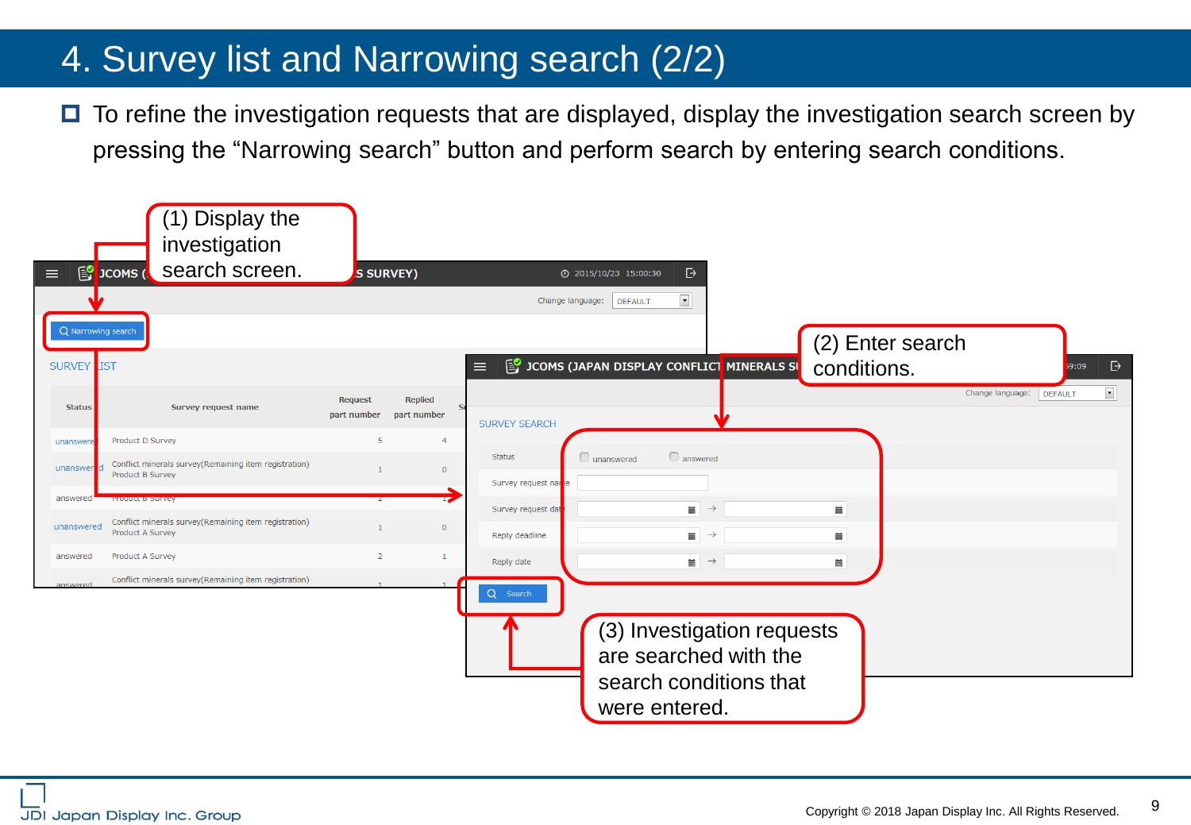# 4. Survey list and Narrowing search (2/2)

- To refine the investigation requests that are displayed, display the investigation search screen by pressing the “Narrowing search” button and perform search by entering search conditions.

(1) Display the investigation search screen.

(2) Enter search conditions.

(3) Investigation requests are searched with the search conditions that were entered.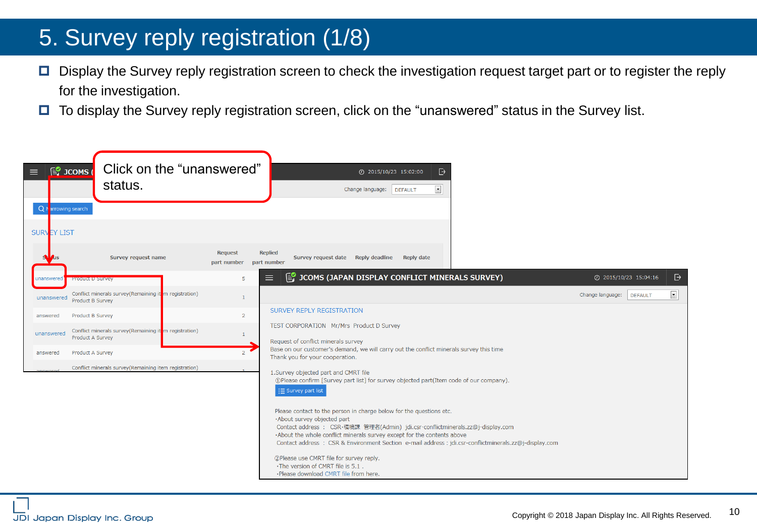# 5. Survey reply registration (1/8)

- Display the Survey reply registration screen to check the investigation request target part or to register the reply for the investigation.
- To display the Survey reply registration screen, click on the “unanswered” status in the Survey list.

Click on the “unanswered” status.

JCOMS (JAPAN DISPLAY CONFLICT MINERALS SURVEY) 2015/10/23 15:02:00

Change language: DEFAULT

Narrowing search

SURVEY LIST

| Status | Survey request name | Request part number | Replied part number | Survey request date | Reply deadline | Reply date |
|---|---|---|---|---|---|---|
| unanswered | Product D Survey | 5 | | | | |
| unanswered | Conflict minerals survey(Remaining item registration) Product B Survey | 1 | | | | |
| answered | Product B Survey | 2 | | | | |
| unanswered | Conflict minerals survey(Remaining item registration) Product A Survey | 1 | | | | |
| answered | Product A Survey | 2 | | | | |
| answered | Conflict minerals survey(Remaining item registration) | 1 | | | | |

JCOMS (JAPAN DISPLAY CONFLICT MINERALS SURVEY) 2015/10/23 15:04:16

Change language: DEFAULT

SURVEY REPLY REGISTRATION

TEST CORPORATION Mr/Mrs Product D Survey

Request of conflict minerals survey
Base on our customer's demand, we will carry out the conflict minerals survey this time
Thank you for your cooperation.

1.Survey objected part and CMRT file
①Please confirm [Survey part list] for survey objected part(Item code of our company).

Survey part list

Please contact to the person in charge below for the questions etc.
・About survey objected part
Contact address : CSR･環境課 管理者(Admin) jdi.csr-conflictminerals.zz@j-display.com
・About the whole conflict minerals survey except for the contents above
Contact address : CSR & Environment Section e-mail address : jdi.csr-conflictminerals.zz@j-display.com

②Please use CMRT file for survey reply.
・The version of CMRT file is 5.1 .
・Please download CMRT file from here.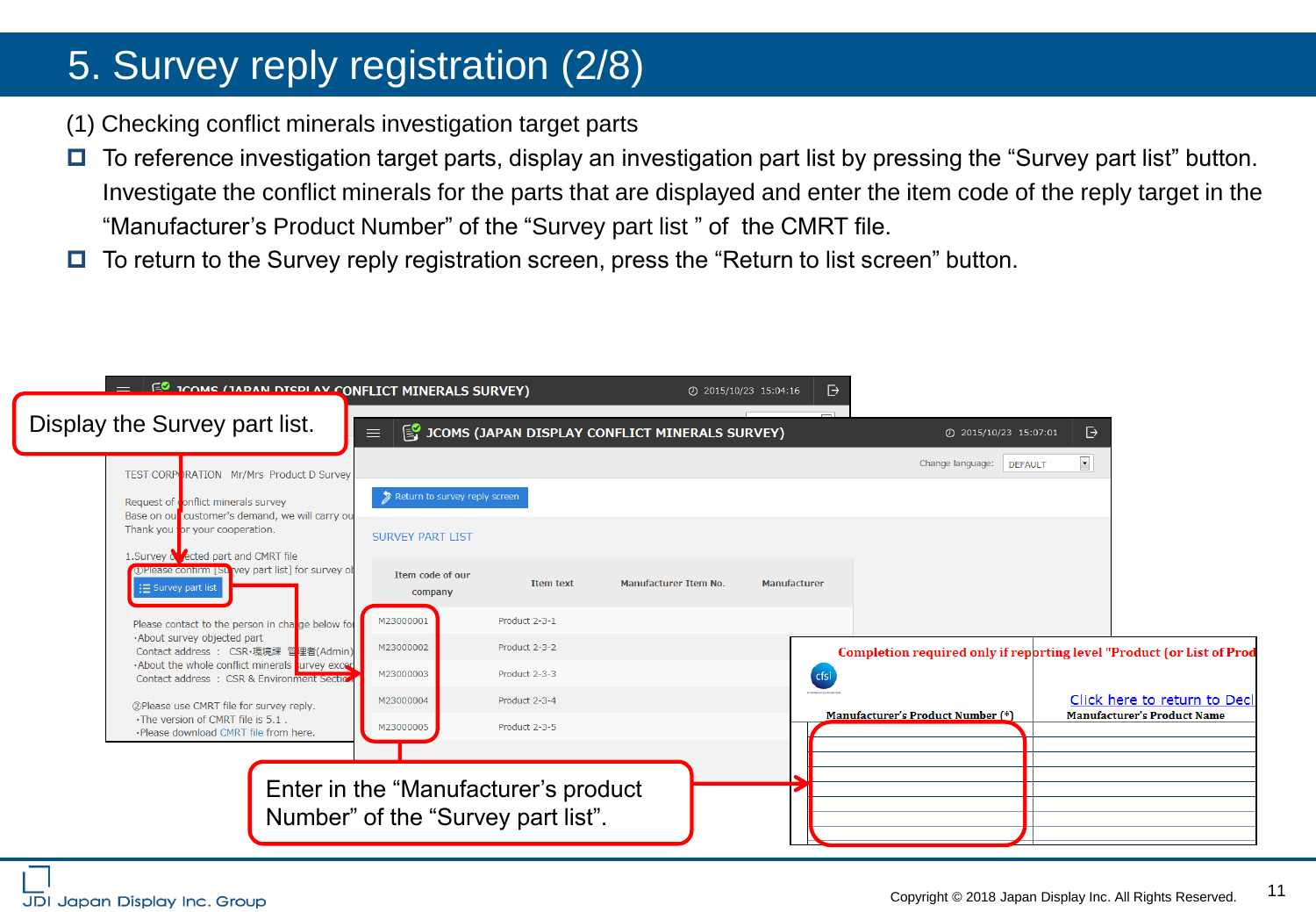# 5. Survey reply registration (2/8)

(1) Checking conflict minerals investigation target parts

- To reference investigation target parts, display an investigation part list by pressing the “Survey part list” button. Investigate the conflict minerals for the parts that are displayed and enter the item code of the reply target in the “Manufacturer’s Product Number” of the “Survey part list ” of the CMRT file.
- To return to the Survey reply registration screen, press the “Return to list screen” button.

Display the Survey part list.

JCOMS (JAPAN DISPLAY CONFLICT MINERALS SURVEY) 2015/10/23 15:04:16

TEST CORPORATION Mr/Mrs Product D Survey

Request of conflict minerals survey
Base on our customer's demand, we will carry ou
Thank you for your cooperation.

1.Survey objected part and CMRT file
①Please confirm [Survey part list] for survey ob

Survey part list

Please contact to the person in charge below fo
･About survey objected part
Contact address : CSR･環境課 管理者(Admin)
･About the whole conflict minerals survey exce
Contact address : CSR & Environment Sectio

②Please use CMRT file for survey reply.
･The version of CMRT file is 5.1 .
･Please download CMRT file from here.

JCOMS (JAPAN DISPLAY CONFLICT MINERALS SURVEY) 2015/10/23 15:07:01

Change language: DEFAULT

Return to survey reply screen

SURVEY PART LIST

| Item code of our company | Item text | Manufacturer Item No. | Manufacturer |
|---|---|---|---|
| M23000001 | Product 2-3-1 | | |
| M23000002 | Product 2-3-2 | | |
| M23000003 | Product 2-3-3 | | |
| M23000004 | Product 2-3-4 | | |
| M23000005 | Product 2-3-5 | | |

Completion required only if reporting level "Product (or List of Prod

Click here to return to Decl

| Manufacturer’s Product Number (*) | Manufacturer’s Product Name |
|---|---|

Enter in the “Manufacturer’s product Number” of the “Survey part list”.

Copyright © 2018 Japan Display Inc. All Rights Reserved.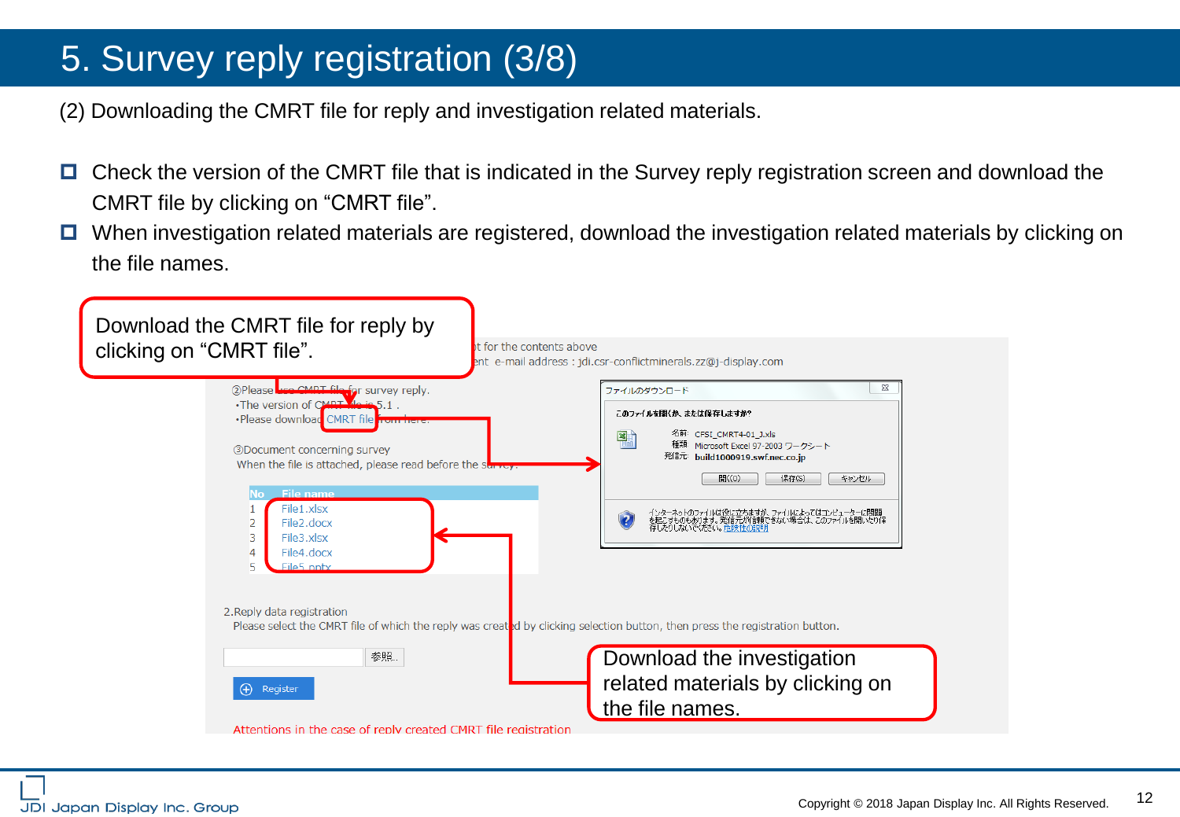# 5. Survey reply registration (3/8)

(2) Downloading the CMRT file for reply and investigation related materials.

- Check the version of the CMRT file that is indicated in the Survey reply registration screen and download the CMRT file by clicking on “CMRT file”.
- When investigation related materials are registered, download the investigation related materials by clicking on the file names.

Download the CMRT file for reply by clicking on “CMRT file”.

…t for the contents above
…ent e-mail address : jdi.csr-conflictminerals.zz@j-display.com

②Please use CMRT file for survey reply.
・The version of CMRT file is 5.1 .
・Please download CMRT file from here.

③Document concerning survey
When the file is attached, please read before the survey.

| No | File name |
|---|---|
| 1 | File1.xlsx |
| 2 | File2.docx |
| 3 | File3.xlsx |
| 4 | File4.docx |
| 5 | File5.pptx |

ファイルのダウンロード

このファイルを開くか、または保存しますか?

名前: CFSI_CMRT4-01_J.xls
種類: Microsoft Excel 97-2003 ワークシート
発信元: build1000919.swf.nec.co.jp

開く(O) 保存(S) キャンセル

インターネットのファイルは役に立ちますが、ファイルによってはコンピューターに問題を起こすものもあります。発信元が信頼できない場合は、このファイルを開いたり保存したりしないでください。危険性の説明

2.Reply data registration
Please select the CMRT file of which the reply was created by clicking selection button, then press the registration button.

参照...

Register

Attentions in the case of reply created CMRT file registration

Download the investigation related materials by clicking on the file names.

Copyright © 2018 Japan Display Inc. All Rights Reserved.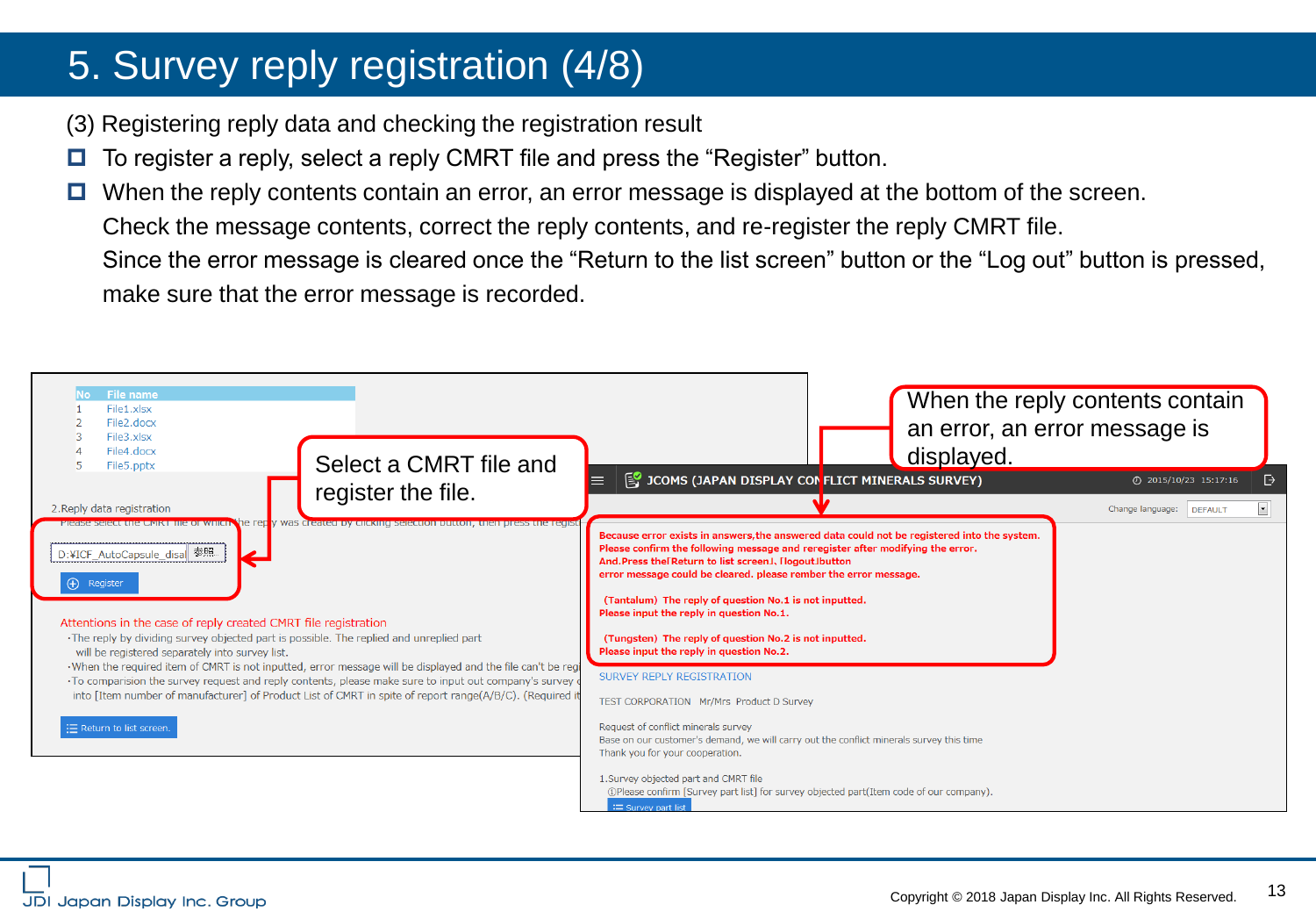# 5. Survey reply registration (4/8)

(3) Registering reply data and checking the registration result

- To register a reply, select a reply CMRT file and press the “Register” button.
- When the reply contents contain an error, an error message is displayed at the bottom of the screen.
  Check the message contents, correct the reply contents, and re-register the reply CMRT file.
  Since the error message is cleared once the “Return to the list screen” button or the “Log out” button is pressed, make sure that the error message is recorded.

| No | File name |
|---|---|
| 1 | File1.xlsx |
| 2 | File2.docx |
| 3 | File3.xlsx |
| 4 | File4.docx |
| 5 | File5.pptx |

2.Reply data registration

Please select the CMRT file of which the reply was created by clicking selection button, then press the regist...

D:¥ICF_AutoCapsule_disal 参照

Register

Select a CMRT file and register the file.

Attentions in the case of reply created CMRT file registration

- The reply by dividing survey objected part is possible. The replied and unreplied part will be registered separately into survey list.
- When the required item of CMRT is not inputted, error message will be displayed and the file can't be regi...
- To comparision the survey request and reply contents, please make sure to input out company's survey ... into [Item number of manufacturer] of Product List of CMRT in spite of report range(A/B/C). (Required it...

Return to list screen.

When the reply contents contain an error, an error message is displayed.

JCOMS (JAPAN DISPLAY CONFLICT MINERALS SURVEY) 2015/10/23 15:17:16

Change language: DEFAULT

Because error exists in answers,the answered data could not be registered into the system.
Please confirm the following message and reregister after modifying the error.
And.Press the「Return to list screen」,「logout」button
error message could be cleared. please rember the error message.

(Tantalum) The reply of question No.1 is not inputted.
Please input the reply in question No.1.

(Tungsten) The reply of question No.2 is not inputted.
Please input the reply in question No.2.

SURVEY REPLY REGISTRATION

TEST CORPORATION Mr/Mrs Product D Survey

Request of conflict minerals survey
Base on our customer's demand, we will carry out the conflict minerals survey this time
Thank you for your cooperation.

1.Survey objected part and CMRT file
①Please confirm [Survey part list] for survey objected part(Item code of our company).

Survey part list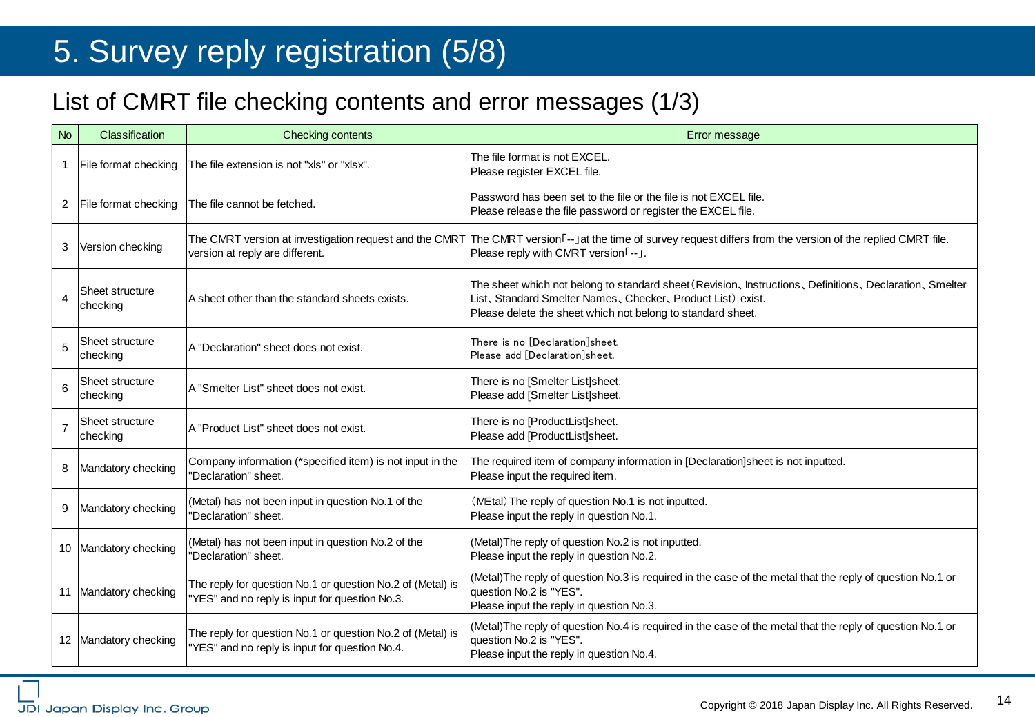# 5. Survey reply registration (5/8)

## List of CMRT file checking contents and error messages (1/3)

| No | Classification | Checking contents | Error message |
|---|---|---|---|
| 1 | File format checking | The file extension is not "xls" or "xlsx". | The file format is not EXCEL.<br>Please register EXCEL file. |
| 2 | File format checking | The file cannot be fetched. | Password has been set to the file or the file is not EXCEL file.<br>Please release the file password or register the EXCEL file. |
| 3 | Version checking | The CMRT version at investigation request and the CMRT version at reply are different. | The CMRT version「--」at the time of survey request differs from the version of the replied CMRT file.<br>Please reply with CMRT version「--」. |
| 4 | Sheet structure checking | A sheet other than the standard sheets exists. | The sheet which not belong to standard sheet（Revision、Instructions、Definitions、Declaration、Smelter List、Standard Smelter Names、Checker、Product List）exist.<br>Please delete the sheet which not belong to standard sheet. |
| 5 | Sheet structure checking | A "Declaration" sheet does not exist. | There is no [Declaration]sheet.<br>Please add [Declaration]sheet. |
| 6 | Sheet structure checking | A "Smelter List" sheet does not exist. | There is no [Smelter List]sheet.<br>Please add [Smelter List]sheet. |
| 7 | Sheet structure checking | A "Product List" sheet does not exist. | There is no [ProductList]sheet.<br>Please add [ProductList]sheet. |
| 8 | Mandatory checking | Company information (*specified item) is not input in the "Declaration" sheet. | The required item of company information in [Declaration]sheet is not inputted.<br>Please input the required item. |
| 9 | Mandatory checking | (Metal) has not been input in question No.1 of the "Declaration" sheet. | （MEtal）The reply of question No.1 is not inputted.<br>Please input the reply in question No.1. |
| 10 | Mandatory checking | (Metal) has not been input in question No.2 of the "Declaration" sheet. | (Metal)The reply of question No.2 is not inputted.<br>Please input the reply in question No.2. |
| 11 | Mandatory checking | The reply for question No.1 or question No.2 of (Metal) is "YES" and no reply is input for question No.3. | (Metal)The reply of question No.3 is required in the case of the metal that the reply of question No.1 or question No.2 is "YES".<br>Please input the reply in question No.3. |
| 12 | Mandatory checking | The reply for question No.1 or question No.2 of (Metal) is "YES" and no reply is input for question No.4. | (Metal)The reply of question No.4 is required in the case of the metal that the reply of question No.1 or question No.2 is "YES".<br>Please input the reply in question No.4. |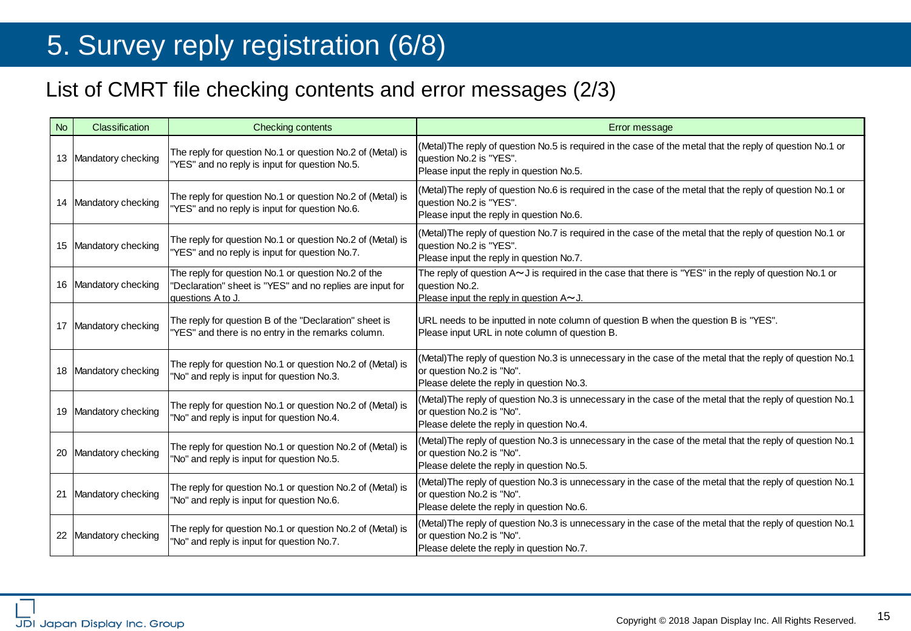# 5. Survey reply registration (6/8)

## List of CMRT file checking contents and error messages (2/3)

| No | Classification | Checking contents | Error message |
|---|---|---|---|
| 13 | Mandatory checking | The reply for question No.1 or question No.2 of (Metal) is "YES" and no reply is input for question No.5. | (Metal)The reply of question No.5 is required in the case of the metal that the reply of question No.1 or question No.2 is "YES".<br>Please input the reply in question No.5. |
| 14 | Mandatory checking | The reply for question No.1 or question No.2 of (Metal) is "YES" and no reply is input for question No.6. | (Metal)The reply of question No.6 is required in the case of the metal that the reply of question No.1 or question No.2 is "YES".<br>Please input the reply in question No.6. |
| 15 | Mandatory checking | The reply for question No.1 or question No.2 of (Metal) is "YES" and no reply is input for question No.7. | (Metal)The reply of question No.7 is required in the case of the metal that the reply of question No.1 or question No.2 is "YES".<br>Please input the reply in question No.7. |
| 16 | Mandatory checking | The reply for question No.1 or question No.2 of the "Declaration" sheet is "YES" and no replies are input for questions A to J. | The reply of question A～J is required in the case that there is "YES" in the reply of question No.1 or question No.2.<br>Please input the reply in question A～J. |
| 17 | Mandatory checking | The reply for question B of the "Declaration" sheet is "YES" and there is no entry in the remarks column. | URL needs to be inputted in note column of question B when the question B is "YES".<br>Please input URL in note column of question B. |
| 18 | Mandatory checking | The reply for question No.1 or question No.2 of (Metal) is "No" and reply is input for question No.3. | (Metal)The reply of question No.3 is unnecessary in the case of the metal that the reply of question No.1 or question No.2 is "No".<br>Please delete the reply in question No.3. |
| 19 | Mandatory checking | The reply for question No.1 or question No.2 of (Metal) is "No" and reply is input for question No.4. | (Metal)The reply of question No.3 is unnecessary in the case of the metal that the reply of question No.1 or question No.2 is "No".<br>Please delete the reply in question No.4. |
| 20 | Mandatory checking | The reply for question No.1 or question No.2 of (Metal) is "No" and reply is input for question No.5. | (Metal)The reply of question No.3 is unnecessary in the case of the metal that the reply of question No.1 or question No.2 is "No".<br>Please delete the reply in question No.5. |
| 21 | Mandatory checking | The reply for question No.1 or question No.2 of (Metal) is "No" and reply is input for question No.6. | (Metal)The reply of question No.3 is unnecessary in the case of the metal that the reply of question No.1 or question No.2 is "No".<br>Please delete the reply in question No.6. |
| 22 | Mandatory checking | The reply for question No.1 or question No.2 of (Metal) is "No" and reply is input for question No.7. | (Metal)The reply of question No.3 is unnecessary in the case of the metal that the reply of question No.1 or question No.2 is "No".<br>Please delete the reply in question No.7. |

JDI Japan Display Inc. Group

Copyright © 2018 Japan Display Inc. All Rights Reserved.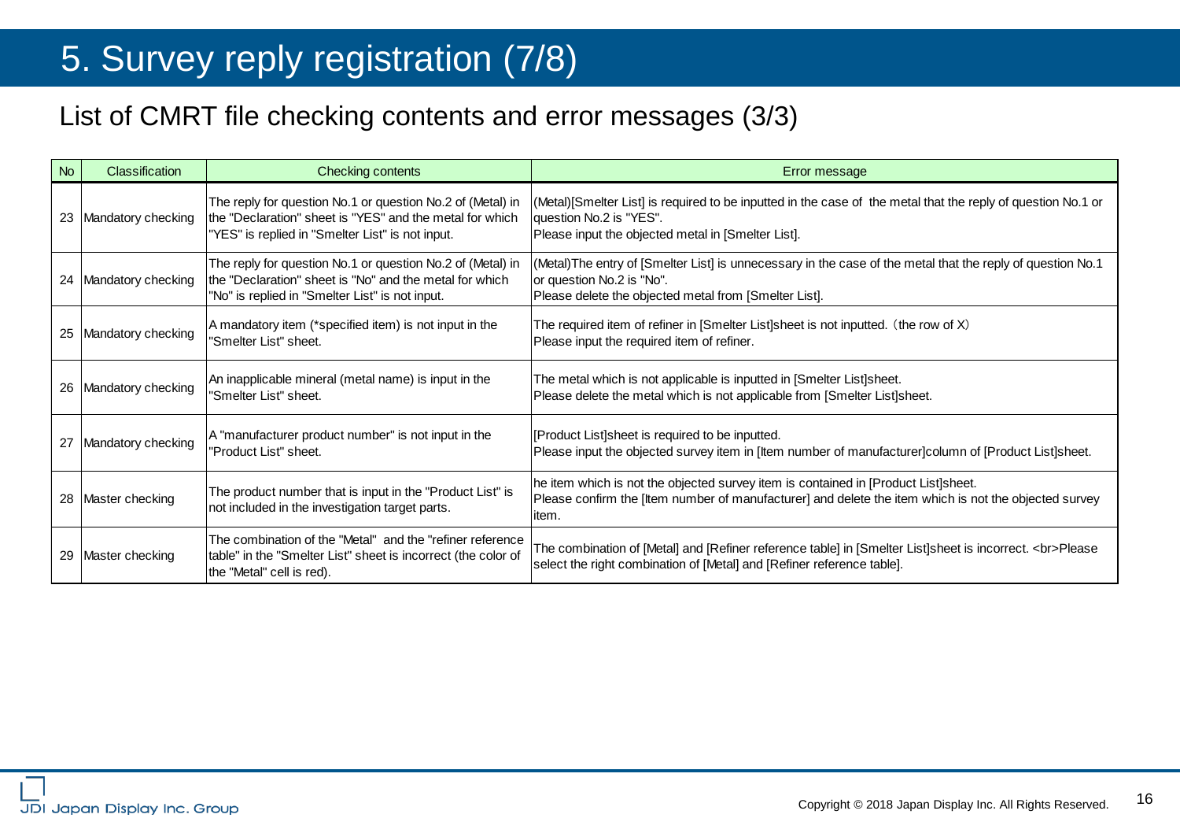# 5. Survey reply registration (7/8)

## List of CMRT file checking contents and error messages (3/3)

| No | Classification | Checking contents | Error message |
|---|---|---|---|
| 23 | Mandatory checking | The reply for question No.1 or question No.2 of (Metal) in the "Declaration" sheet is "YES" and the metal for which "YES" is replied in "Smelter List" is not input. | (Metal)[Smelter List] is required to be inputted in the case of the metal that the reply of question No.1 or question No.2 is "YES".<br>Please input the objected metal in [Smelter List]. |
| 24 | Mandatory checking | The reply for question No.1 or question No.2 of (Metal) in the "Declaration" sheet is "No" and the metal for which "No" is replied in "Smelter List" is not input. | (Metal)The entry of [Smelter List] is unnecessary in the case of the metal that the reply of question No.1 or question No.2 is "No".<br>Please delete the objected metal from [Smelter List]. |
| 25 | Mandatory checking | A mandatory item (*specified item) is not input in the "Smelter List" sheet. | The required item of refiner in [Smelter List]sheet is not inputted.（the row of X）<br>Please input the required item of refiner. |
| 26 | Mandatory checking | An inapplicable mineral (metal name) is input in the "Smelter List" sheet. | The metal which is not applicable is inputted in [Smelter List]sheet.<br>Please delete the metal which is not applicable from [Smelter List]sheet. |
| 27 | Mandatory checking | A "manufacturer product number" is not input in the "Product List" sheet. | [Product List]sheet is required to be inputted.<br>Please input the objected survey item in [Item number of manufacturer]column of [Product List]sheet. |
| 28 | Master checking | The product number that is input in the "Product List" is not included in the investigation target parts. | he item which is not the objected survey item is contained in [Product List]sheet.<br>Please confirm the [Item number of manufacturer] and delete the item which is not the objected survey item. |
| 29 | Master checking | The combination of the "Metal" and the "refiner reference table" in the "Smelter List" sheet is incorrect (the color of the "Metal" cell is red). | The combination of [Metal] and [Refiner reference table] in [Smelter List]sheet is incorrect. &lt;br&gt;Please select the right combination of [Metal] and [Refiner reference table]. |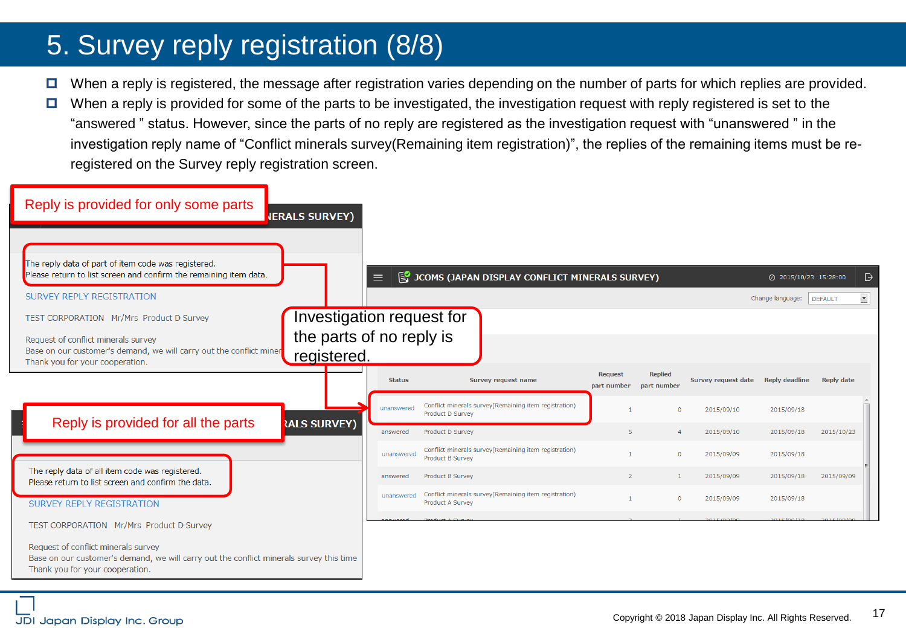# 5. Survey reply registration (8/8)

- When a reply is registered, the message after registration varies depending on the number of parts for which replies are provided.
- When a reply is provided for some of the parts to be investigated, the investigation request with reply registered is set to the "answered " status. However, since the parts of no reply are registered as the investigation request with "unanswered " in the investigation reply name of "Conflict minerals survey(Remaining item registration)", the replies of the remaining items must be re-registered on the Survey reply registration screen.

**Reply is provided for only some parts**

The reply data of part of item code was registered.
Please return to list screen and confirm the remaining item data.

SURVEY REPLY REGISTRATION

TEST CORPORATION Mr/Mrs Product D Survey

Request of conflict minerals survey
Base on our customer's demand, we will carry out the conflict miner
Thank you for your cooperation.

**Investigation request for the parts of no reply is registered.**

JCOMS (JAPAN DISPLAY CONFLICT MINERALS SURVEY) 2015/10/23 15:28:00

Change language: DEFAULT

| Status | Survey request name | Request part number | Replied part number | Survey request date | Reply deadline | Reply date |
|---|---|---|---|---|---|---|
| unanswered | Conflict minerals survey(Remaining item registration) Product D Survey | 1 | 0 | 2015/09/10 | 2015/09/18 | |
| answered | Product D Survey | 5 | 4 | 2015/09/10 | 2015/09/18 | 2015/10/23 |
| unanswered | Conflict minerals survey(Remaining item registration) Product B Survey | 1 | 0 | 2015/09/09 | 2015/09/18 | |
| answered | Product B Survey | 2 | 1 | 2015/09/09 | 2015/09/18 | 2015/09/09 |
| unanswered | Conflict minerals survey(Remaining item registration) Product A Survey | 1 | 0 | 2015/09/09 | 2015/09/18 | |

**Reply is provided for all the parts**

The reply data of all item code was registered.
Please return to list screen and confirm the data.

SURVEY REPLY REGISTRATION

TEST CORPORATION Mr/Mrs Product D Survey

Request of conflict minerals survey
Base on our customer's demand, we will carry out the conflict minerals survey this time
Thank you for your cooperation.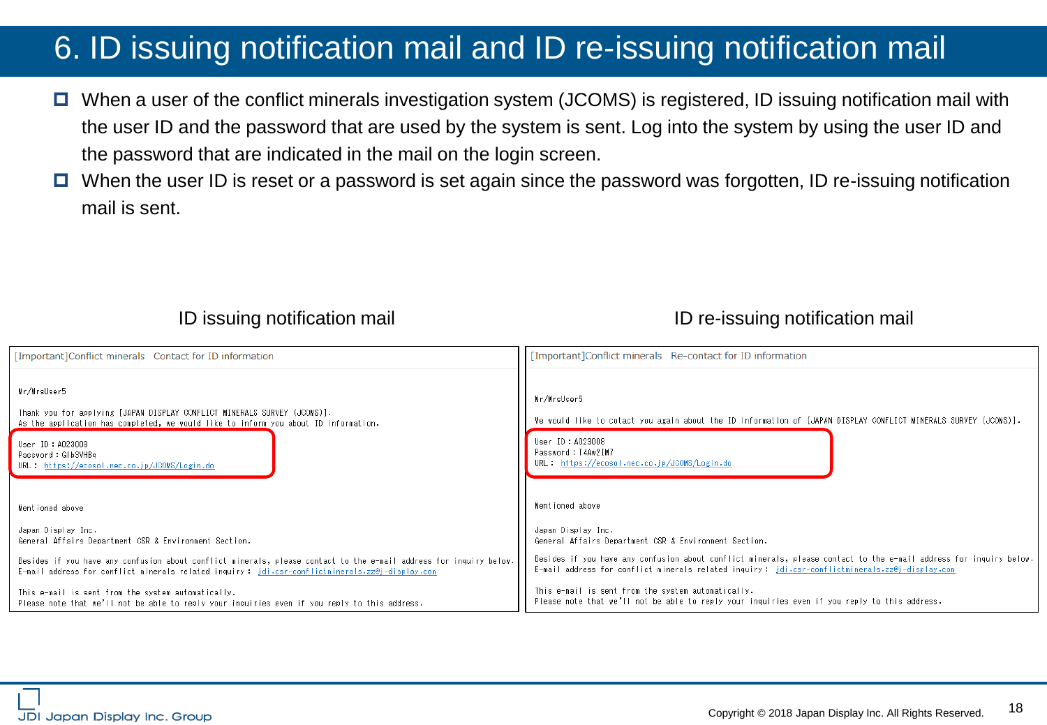# 6. ID issuing notification mail and ID re-issuing notification mail

- When a user of the conflict minerals investigation system (JCOMS) is registered, ID issuing notification mail with the user ID and the password that are used by the system is sent. Log into the system by using the user ID and the password that are indicated in the mail on the login screen.
- When the user ID is reset or a password is set again since the password was forgotten, ID re-issuing notification mail is sent.

**ID issuing notification mail**

```
[Important]Conflict minerals  Contact for ID information

Mr/MrsUser5

Thank you for applying [JAPAN DISPLAY CONFLICT MINERALS SURVEY (JCOMS)].
As the application has completed, we would like to inform you about ID information.

User ID : A023008
Password : GlbSVHBq
URL : https://ecosol.nec.co.jp/JCOMS/Login.do

Mentioned above

Japan Display Inc.
General Affairs Department CSR & Environment Section.

Besides if you have any confusion about conflict minerals, please contact to the e-mail address for inquiry below.
E-mail address for conflict minerals related inquiry : jdi.csr-conflictminerals.zz@j-display.com

This e-mail is sent from the system automatically.
Please note that we'll not be able to reply your inquiries even if you reply to this address.
```

**ID re-issuing notification mail**

```
[Important]Conflict minerals  Re-contact for ID information

Mr/MrsUser5

We would like to cotact you again about the ID information of [JAPAN DISPLAY CONFLICT MINERALS SURVEY (JCOMS)].

User ID : A023008
Password : T4Aw2IM7
URL : https://ecosol.nec.co.jp/JCOMS/Login.do

Mentioned above

Japan Display Inc.
General Affairs Department CSR & Environment Section.

Besides if you have any confusion about conflict minerals, please contact to the e-mail address for inquiry below.
E-mail address for conflict minerals related inquiry : jdi.csr-conflictminerals.zz@j-display.com

This e-mail is sent from the system automatically.
Please note that we'll not be able to reply your inquiries even if you reply to this address.
```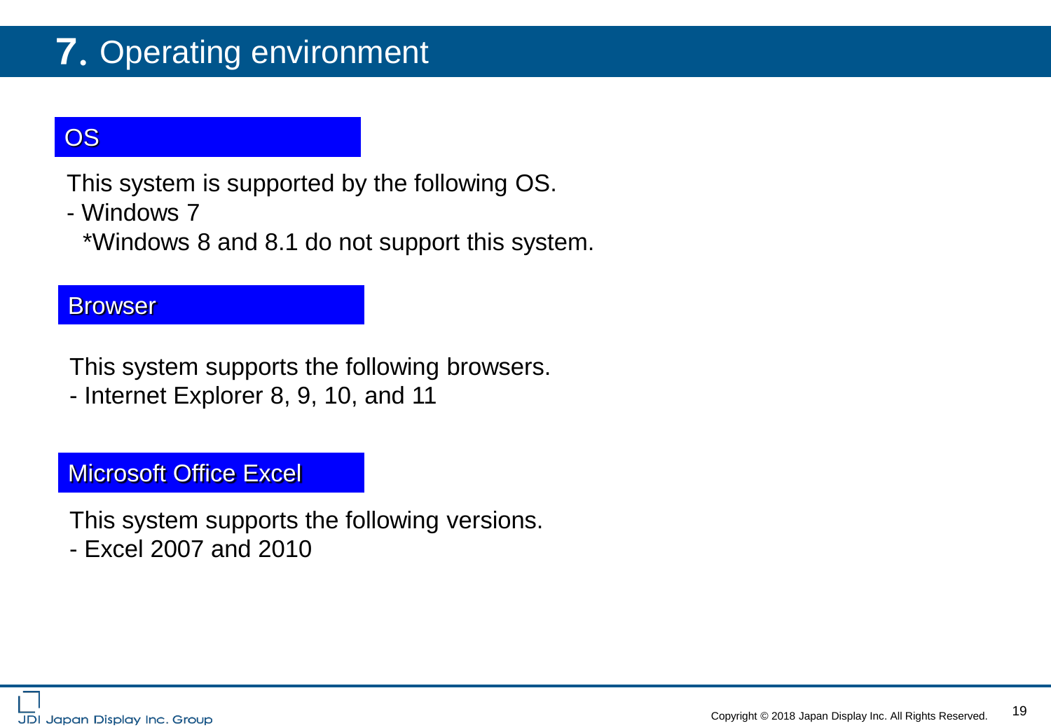# 7. Operating environment

## OS

This system is supported by the following OS.

- Windows 7

  *Windows 8 and 8.1 do not support this system.

## Browser

This system supports the following browsers.

- Internet Explorer 8, 9, 10, and 11

## Microsoft Office Excel

This system supports the following versions.

- Excel 2007 and 2010